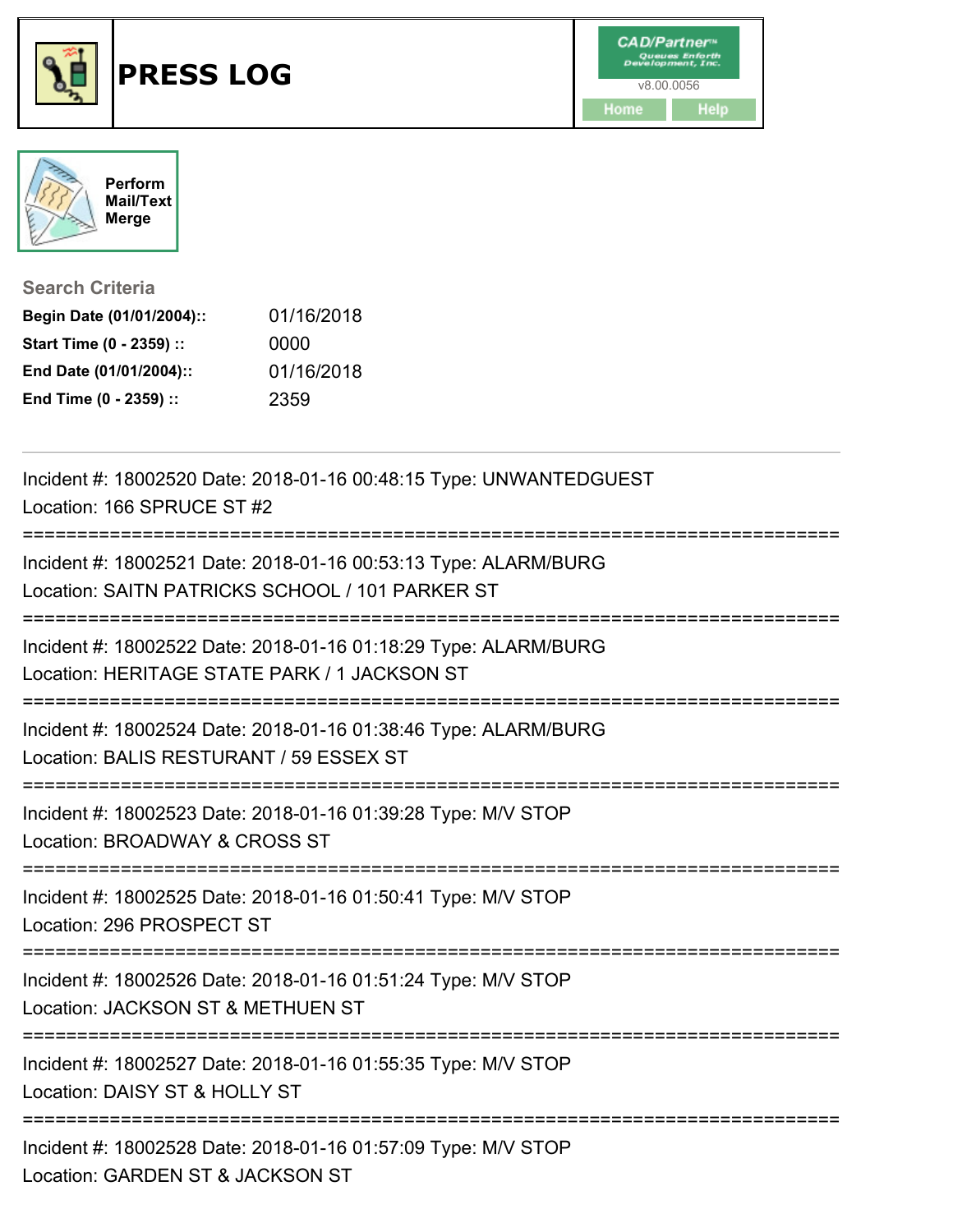# PRESS LOG

CAD/Partner™ v8.00.0056

Home | Help

Perform Mail/Text Merge

## Search Criteria

**Begin Date (01/01/2004)::** 01/16/2018
**Start Time (0 - 2359) ::** 0000
**End Date (01/01/2004)::** 01/16/2018
**End Time (0 - 2359) ::** 2359

---

Incident #: 18002520 Date: 2018-01-16 00:48:15 Type: UNWANTEDGUEST
Location: 166 SPRUCE ST #2

===========================================================================

Incident #: 18002521 Date: 2018-01-16 00:53:13 Type: ALARM/BURG
Location: SAITN PATRICKS SCHOOL / 101 PARKER ST

===========================================================================

Incident #: 18002522 Date: 2018-01-16 01:18:29 Type: ALARM/BURG
Location: HERITAGE STATE PARK / 1 JACKSON ST

===========================================================================

Incident #: 18002524 Date: 2018-01-16 01:38:46 Type: ALARM/BURG
Location: BALIS RESTURANT / 59 ESSEX ST

===========================================================================

Incident #: 18002523 Date: 2018-01-16 01:39:28 Type: M/V STOP
Location: BROADWAY & CROSS ST

===========================================================================

Incident #: 18002525 Date: 2018-01-16 01:50:41 Type: M/V STOP
Location: 296 PROSPECT ST

===========================================================================

Incident #: 18002526 Date: 2018-01-16 01:51:24 Type: M/V STOP
Location: JACKSON ST & METHUEN ST

===========================================================================

Incident #: 18002527 Date: 2018-01-16 01:55:35 Type: M/V STOP
Location: DAISY ST & HOLLY ST

===========================================================================

Incident #: 18002528 Date: 2018-01-16 01:57:09 Type: M/V STOP
Location: GARDEN ST & JACKSON ST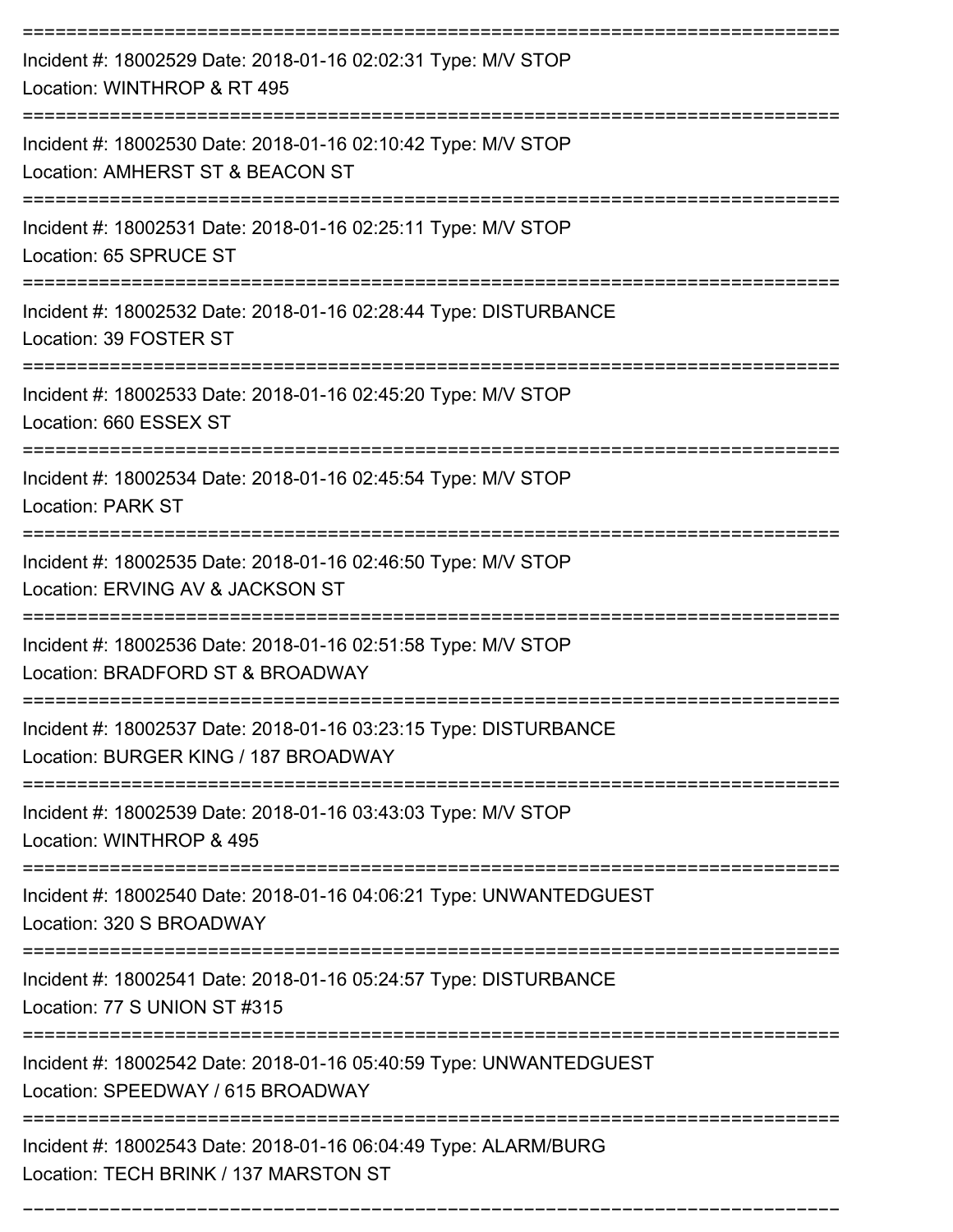Incident #: 18002529 Date: 2018-01-16 02:02:31 Type: M/V STOP
Location: WINTHROP & RT 495

Incident #: 18002530 Date: 2018-01-16 02:10:42 Type: M/V STOP
Location: AMHERST ST & BEACON ST

Incident #: 18002531 Date: 2018-01-16 02:25:11 Type: M/V STOP
Location: 65 SPRUCE ST

Incident #: 18002532 Date: 2018-01-16 02:28:44 Type: DISTURBANCE
Location: 39 FOSTER ST

Incident #: 18002533 Date: 2018-01-16 02:45:20 Type: M/V STOP
Location: 660 ESSEX ST

Incident #: 18002534 Date: 2018-01-16 02:45:54 Type: M/V STOP
Location: PARK ST

Incident #: 18002535 Date: 2018-01-16 02:46:50 Type: M/V STOP
Location: ERVING AV & JACKSON ST

Incident #: 18002536 Date: 2018-01-16 02:51:58 Type: M/V STOP
Location: BRADFORD ST & BROADWAY

Incident #: 18002537 Date: 2018-01-16 03:23:15 Type: DISTURBANCE
Location: BURGER KING / 187 BROADWAY

Incident #: 18002539 Date: 2018-01-16 03:43:03 Type: M/V STOP
Location: WINTHROP & 495

Incident #: 18002540 Date: 2018-01-16 04:06:21 Type: UNWANTEDGUEST
Location: 320 S BROADWAY

Incident #: 18002541 Date: 2018-01-16 05:24:57 Type: DISTURBANCE
Location: 77 S UNION ST #315

Incident #: 18002542 Date: 2018-01-16 05:40:59 Type: UNWANTEDGUEST
Location: SPEEDWAY / 615 BROADWAY

Incident #: 18002543 Date: 2018-01-16 06:04:49 Type: ALARM/BURG
Location: TECH BRINK / 137 MARSTON ST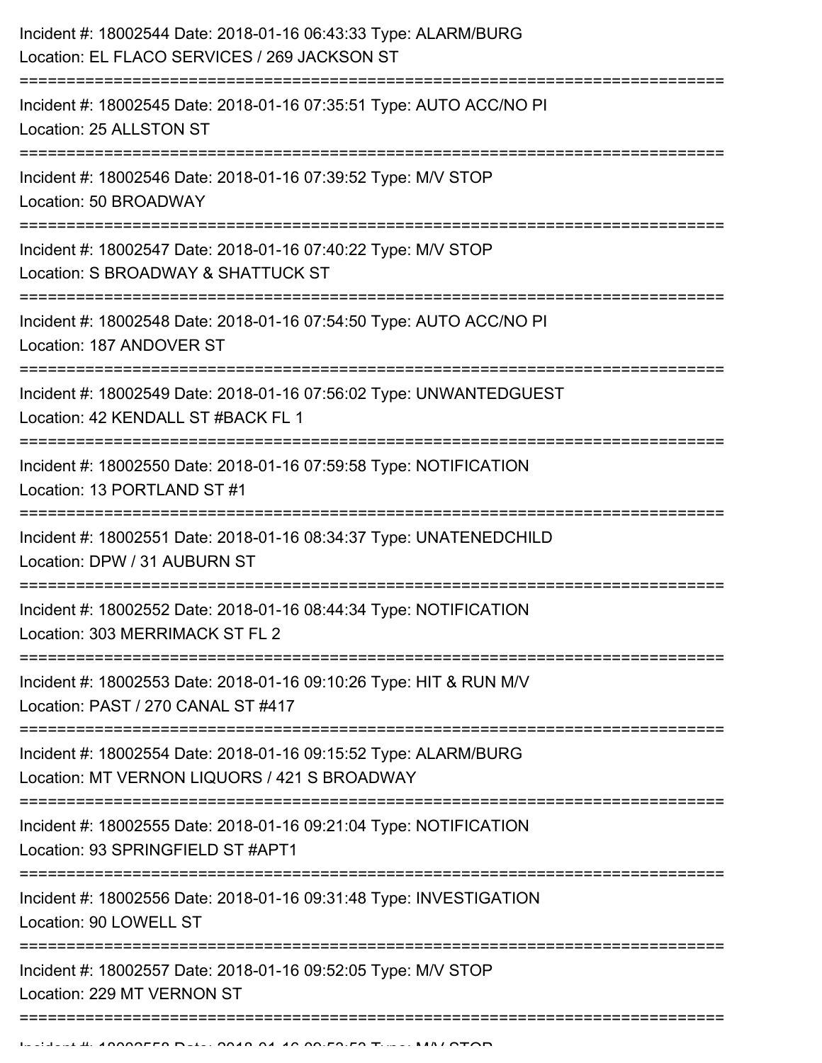Incident #: 18002544 Date: 2018-01-16 06:43:33 Type: ALARM/BURG
Location: EL FLACO SERVICES / 269 JACKSON ST

===========================================================================

Incident #: 18002545 Date: 2018-01-16 07:35:51 Type: AUTO ACC/NO PI
Location: 25 ALLSTON ST

===========================================================================

Incident #: 18002546 Date: 2018-01-16 07:39:52 Type: M/V STOP
Location: 50 BROADWAY

===========================================================================

Incident #: 18002547 Date: 2018-01-16 07:40:22 Type: M/V STOP
Location: S BROADWAY & SHATTUCK ST

===========================================================================

Incident #: 18002548 Date: 2018-01-16 07:54:50 Type: AUTO ACC/NO PI
Location: 187 ANDOVER ST

===========================================================================

Incident #: 18002549 Date: 2018-01-16 07:56:02 Type: UNWANTEDGUEST
Location: 42 KENDALL ST #BACK FL 1

===========================================================================

Incident #: 18002550 Date: 2018-01-16 07:59:58 Type: NOTIFICATION
Location: 13 PORTLAND ST #1

===========================================================================

Incident #: 18002551 Date: 2018-01-16 08:34:37 Type: UNATENEDCHILD
Location: DPW / 31 AUBURN ST

===========================================================================

Incident #: 18002552 Date: 2018-01-16 08:44:34 Type: NOTIFICATION
Location: 303 MERRIMACK ST FL 2

===========================================================================

Incident #: 18002553 Date: 2018-01-16 09:10:26 Type: HIT & RUN M/V
Location: PAST / 270 CANAL ST #417

===========================================================================

Incident #: 18002554 Date: 2018-01-16 09:15:52 Type: ALARM/BURG
Location: MT VERNON LIQUORS / 421 S BROADWAY

===========================================================================

Incident #: 18002555 Date: 2018-01-16 09:21:04 Type: NOTIFICATION
Location: 93 SPRINGFIELD ST #APT1

===========================================================================

Incident #: 18002556 Date: 2018-01-16 09:31:48 Type: INVESTIGATION
Location: 90 LOWELL ST

===========================================================================

Incident #: 18002557 Date: 2018-01-16 09:52:05 Type: M/V STOP
Location: 229 MT VERNON ST

===========================================================================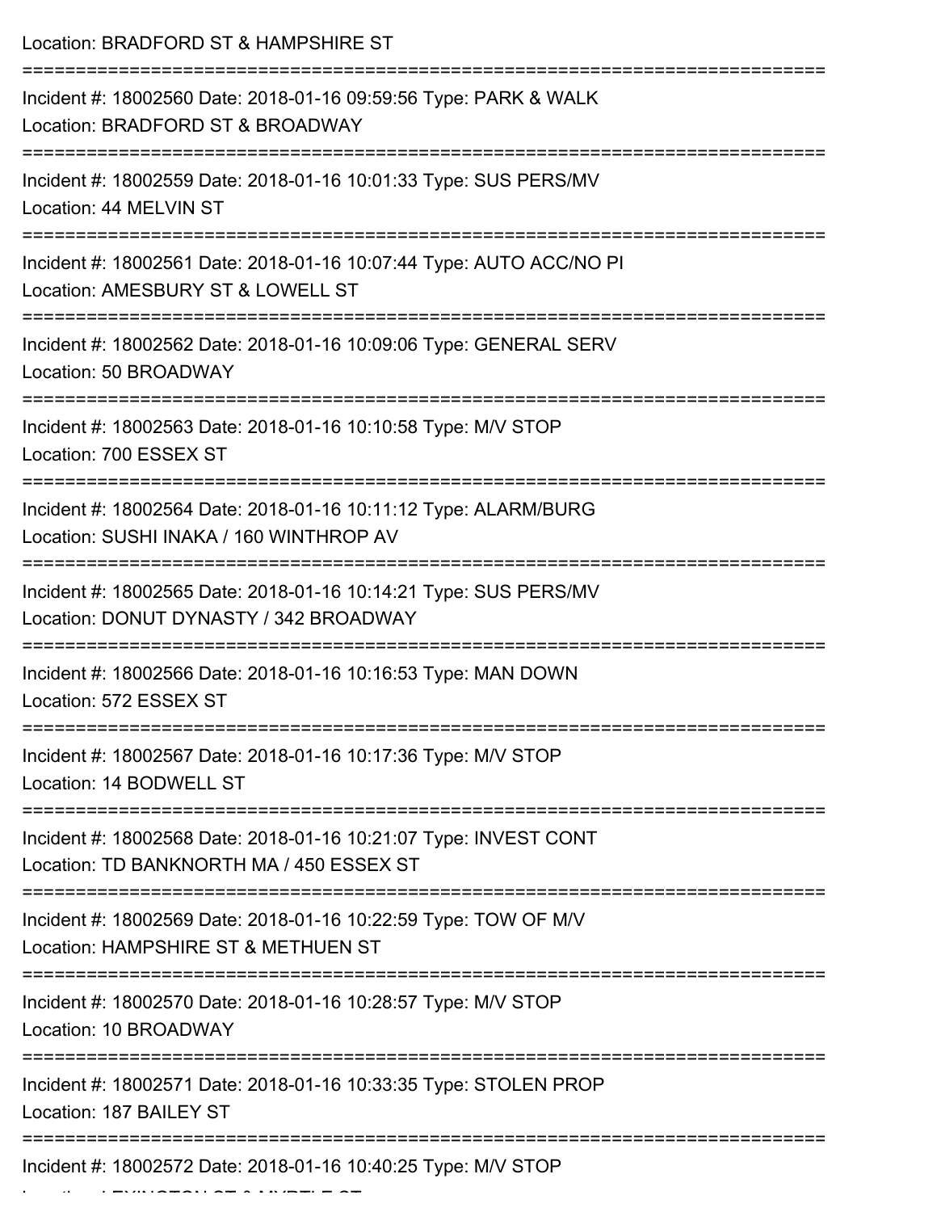Location: BRADFORD ST & HAMPSHIRE ST

===========================================================================

Incident #: 18002560 Date: 2018-01-16 09:59:56 Type: PARK & WALK
Location: BRADFORD ST & BROADWAY

===========================================================================

Incident #: 18002559 Date: 2018-01-16 10:01:33 Type: SUS PERS/MV
Location: 44 MELVIN ST

===========================================================================

Incident #: 18002561 Date: 2018-01-16 10:07:44 Type: AUTO ACC/NO PI
Location: AMESBURY ST & LOWELL ST

===========================================================================

Incident #: 18002562 Date: 2018-01-16 10:09:06 Type: GENERAL SERV
Location: 50 BROADWAY

===========================================================================

Incident #: 18002563 Date: 2018-01-16 10:10:58 Type: M/V STOP
Location: 700 ESSEX ST

===========================================================================

Incident #: 18002564 Date: 2018-01-16 10:11:12 Type: ALARM/BURG
Location: SUSHI INAKA / 160 WINTHROP AV

===========================================================================

Incident #: 18002565 Date: 2018-01-16 10:14:21 Type: SUS PERS/MV
Location: DONUT DYNASTY / 342 BROADWAY

===========================================================================

Incident #: 18002566 Date: 2018-01-16 10:16:53 Type: MAN DOWN
Location: 572 ESSEX ST

===========================================================================

Incident #: 18002567 Date: 2018-01-16 10:17:36 Type: M/V STOP
Location: 14 BODWELL ST

===========================================================================

Incident #: 18002568 Date: 2018-01-16 10:21:07 Type: INVEST CONT
Location: TD BANKNORTH MA / 450 ESSEX ST

===========================================================================

Incident #: 18002569 Date: 2018-01-16 10:22:59 Type: TOW OF M/V
Location: HAMPSHIRE ST & METHUEN ST

===========================================================================

Incident #: 18002570 Date: 2018-01-16 10:28:57 Type: M/V STOP
Location: 10 BROADWAY

===========================================================================

Incident #: 18002571 Date: 2018-01-16 10:33:35 Type: STOLEN PROP
Location: 187 BAILEY ST

===========================================================================

Incident #: 18002572 Date: 2018-01-16 10:40:25 Type: M/V STOP
Location: LEXINGTON ST & MYRTLE ST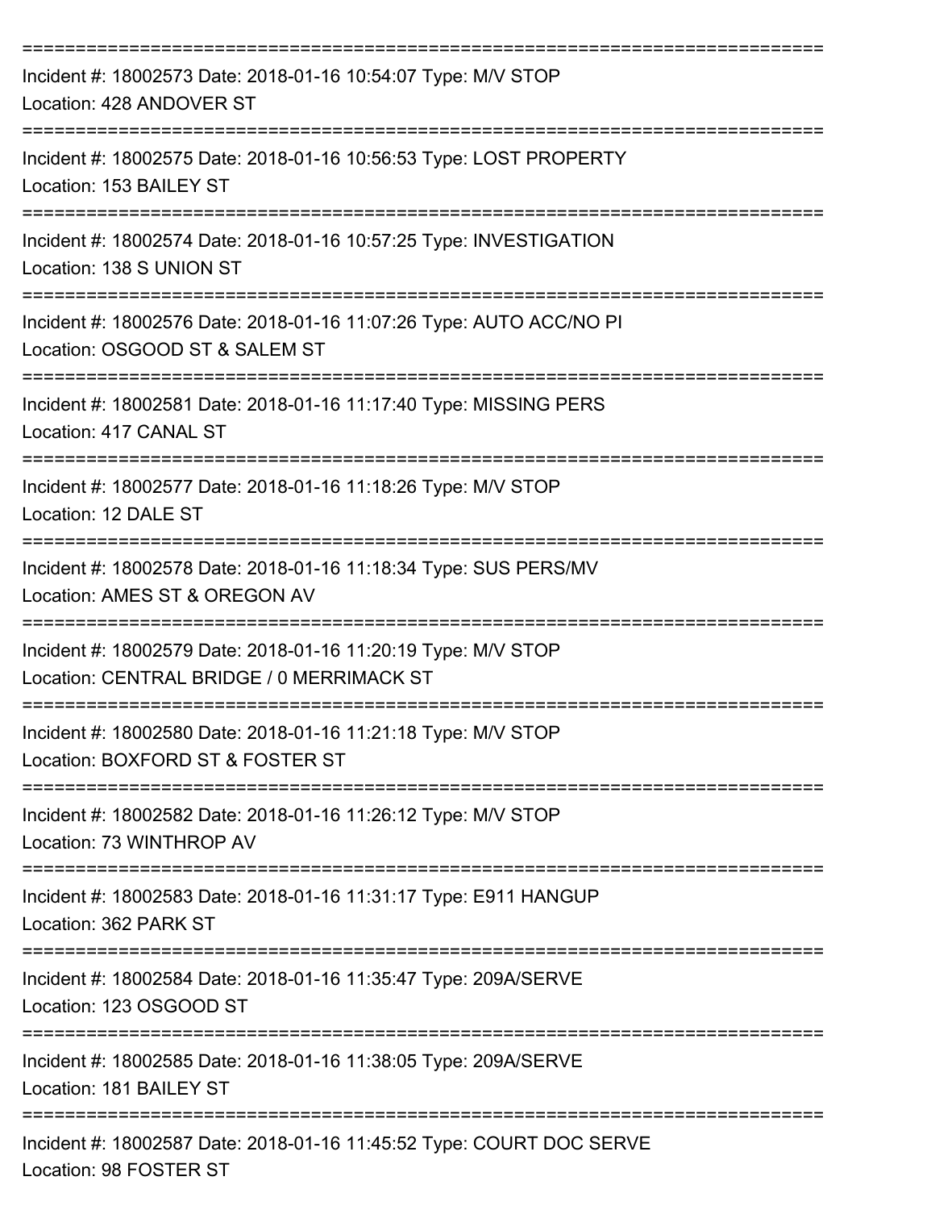===========================================================================

Incident #: 18002573 Date: 2018-01-16 10:54:07 Type: M/V STOP
Location: 428 ANDOVER ST

===========================================================================

Incident #: 18002575 Date: 2018-01-16 10:56:53 Type: LOST PROPERTY
Location: 153 BAILEY ST

===========================================================================

Incident #: 18002574 Date: 2018-01-16 10:57:25 Type: INVESTIGATION
Location: 138 S UNION ST

===========================================================================

Incident #: 18002576 Date: 2018-01-16 11:07:26 Type: AUTO ACC/NO PI
Location: OSGOOD ST & SALEM ST

===========================================================================

Incident #: 18002581 Date: 2018-01-16 11:17:40 Type: MISSING PERS
Location: 417 CANAL ST

===========================================================================

Incident #: 18002577 Date: 2018-01-16 11:18:26 Type: M/V STOP
Location: 12 DALE ST

===========================================================================

Incident #: 18002578 Date: 2018-01-16 11:18:34 Type: SUS PERS/MV
Location: AMES ST & OREGON AV

===========================================================================

Incident #: 18002579 Date: 2018-01-16 11:20:19 Type: M/V STOP
Location: CENTRAL BRIDGE / 0 MERRIMACK ST

===========================================================================

Incident #: 18002580 Date: 2018-01-16 11:21:18 Type: M/V STOP
Location: BOXFORD ST & FOSTER ST

===========================================================================

Incident #: 18002582 Date: 2018-01-16 11:26:12 Type: M/V STOP
Location: 73 WINTHROP AV

===========================================================================

Incident #: 18002583 Date: 2018-01-16 11:31:17 Type: E911 HANGUP
Location: 362 PARK ST

===========================================================================

Incident #: 18002584 Date: 2018-01-16 11:35:47 Type: 209A/SERVE
Location: 123 OSGOOD ST

===========================================================================

Incident #: 18002585 Date: 2018-01-16 11:38:05 Type: 209A/SERVE
Location: 181 BAILEY ST

===========================================================================

Incident #: 18002587 Date: 2018-01-16 11:45:52 Type: COURT DOC SERVE
Location: 98 FOSTER ST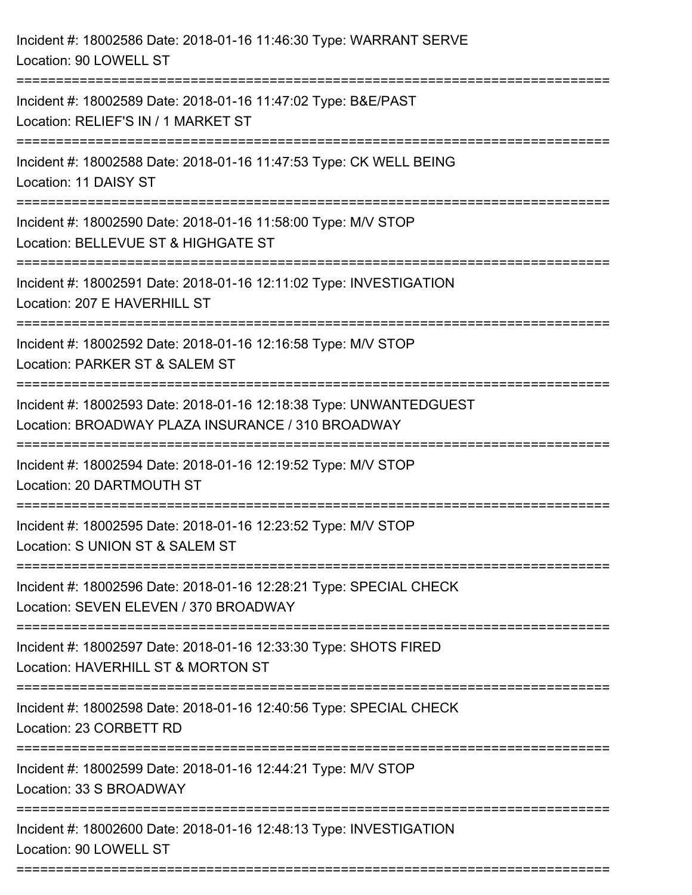Incident #: 18002586 Date: 2018-01-16 11:46:30 Type: WARRANT SERVE
Location: 90 LOWELL ST

===========================================================================

Incident #: 18002589 Date: 2018-01-16 11:47:02 Type: B&E/PAST
Location: RELIEF'S IN / 1 MARKET ST

===========================================================================

Incident #: 18002588 Date: 2018-01-16 11:47:53 Type: CK WELL BEING
Location: 11 DAISY ST

===========================================================================

Incident #: 18002590 Date: 2018-01-16 11:58:00 Type: M/V STOP
Location: BELLEVUE ST & HIGHGATE ST

===========================================================================

Incident #: 18002591 Date: 2018-01-16 12:11:02 Type: INVESTIGATION
Location: 207 E HAVERHILL ST

===========================================================================

Incident #: 18002592 Date: 2018-01-16 12:16:58 Type: M/V STOP
Location: PARKER ST & SALEM ST

===========================================================================

Incident #: 18002593 Date: 2018-01-16 12:18:38 Type: UNWANTEDGUEST
Location: BROADWAY PLAZA INSURANCE / 310 BROADWAY

===========================================================================

Incident #: 18002594 Date: 2018-01-16 12:19:52 Type: M/V STOP
Location: 20 DARTMOUTH ST

===========================================================================

Incident #: 18002595 Date: 2018-01-16 12:23:52 Type: M/V STOP
Location: S UNION ST & SALEM ST

===========================================================================

Incident #: 18002596 Date: 2018-01-16 12:28:21 Type: SPECIAL CHECK
Location: SEVEN ELEVEN / 370 BROADWAY

===========================================================================

Incident #: 18002597 Date: 2018-01-16 12:33:30 Type: SHOTS FIRED
Location: HAVERHILL ST & MORTON ST

===========================================================================

Incident #: 18002598 Date: 2018-01-16 12:40:56 Type: SPECIAL CHECK
Location: 23 CORBETT RD

===========================================================================

Incident #: 18002599 Date: 2018-01-16 12:44:21 Type: M/V STOP
Location: 33 S BROADWAY

===========================================================================

Incident #: 18002600 Date: 2018-01-16 12:48:13 Type: INVESTIGATION
Location: 90 LOWELL ST

===========================================================================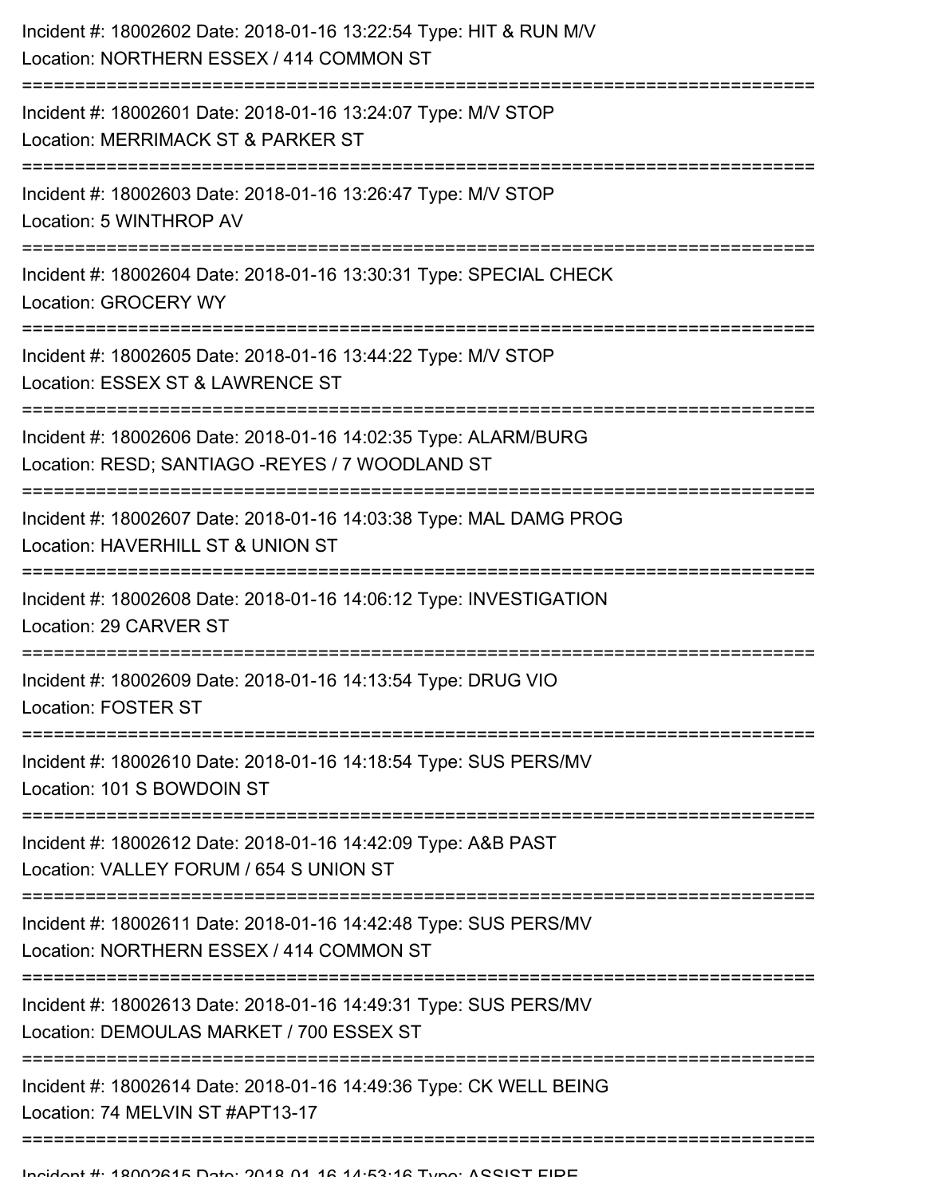Incident #: 18002602 Date: 2018-01-16 13:22:54 Type: HIT & RUN M/V
Location: NORTHERN ESSEX / 414 COMMON ST

===========================================================================

Incident #: 18002601 Date: 2018-01-16 13:24:07 Type: M/V STOP
Location: MERRIMACK ST & PARKER ST

===========================================================================

Incident #: 18002603 Date: 2018-01-16 13:26:47 Type: M/V STOP
Location: 5 WINTHROP AV

===========================================================================

Incident #: 18002604 Date: 2018-01-16 13:30:31 Type: SPECIAL CHECK
Location: GROCERY WY

===========================================================================

Incident #: 18002605 Date: 2018-01-16 13:44:22 Type: M/V STOP
Location: ESSEX ST & LAWRENCE ST

===========================================================================

Incident #: 18002606 Date: 2018-01-16 14:02:35 Type: ALARM/BURG
Location: RESD; SANTIAGO -REYES / 7 WOODLAND ST

===========================================================================

Incident #: 18002607 Date: 2018-01-16 14:03:38 Type: MAL DAMG PROG
Location: HAVERHILL ST & UNION ST

===========================================================================

Incident #: 18002608 Date: 2018-01-16 14:06:12 Type: INVESTIGATION
Location: 29 CARVER ST

===========================================================================

Incident #: 18002609 Date: 2018-01-16 14:13:54 Type: DRUG VIO
Location: FOSTER ST

===========================================================================

Incident #: 18002610 Date: 2018-01-16 14:18:54 Type: SUS PERS/MV
Location: 101 S BOWDOIN ST

===========================================================================

Incident #: 18002612 Date: 2018-01-16 14:42:09 Type: A&B PAST
Location: VALLEY FORUM / 654 S UNION ST

===========================================================================

Incident #: 18002611 Date: 2018-01-16 14:42:48 Type: SUS PERS/MV
Location: NORTHERN ESSEX / 414 COMMON ST

===========================================================================

Incident #: 18002613 Date: 2018-01-16 14:49:31 Type: SUS PERS/MV
Location: DEMOULAS MARKET / 700 ESSEX ST

===========================================================================

Incident #: 18002614 Date: 2018-01-16 14:49:36 Type: CK WELL BEING
Location: 74 MELVIN ST #APT13-17

===========================================================================

Incident #: 18002615 Date: 2018-01-16 14:53:16 Type: ASSIST FIRE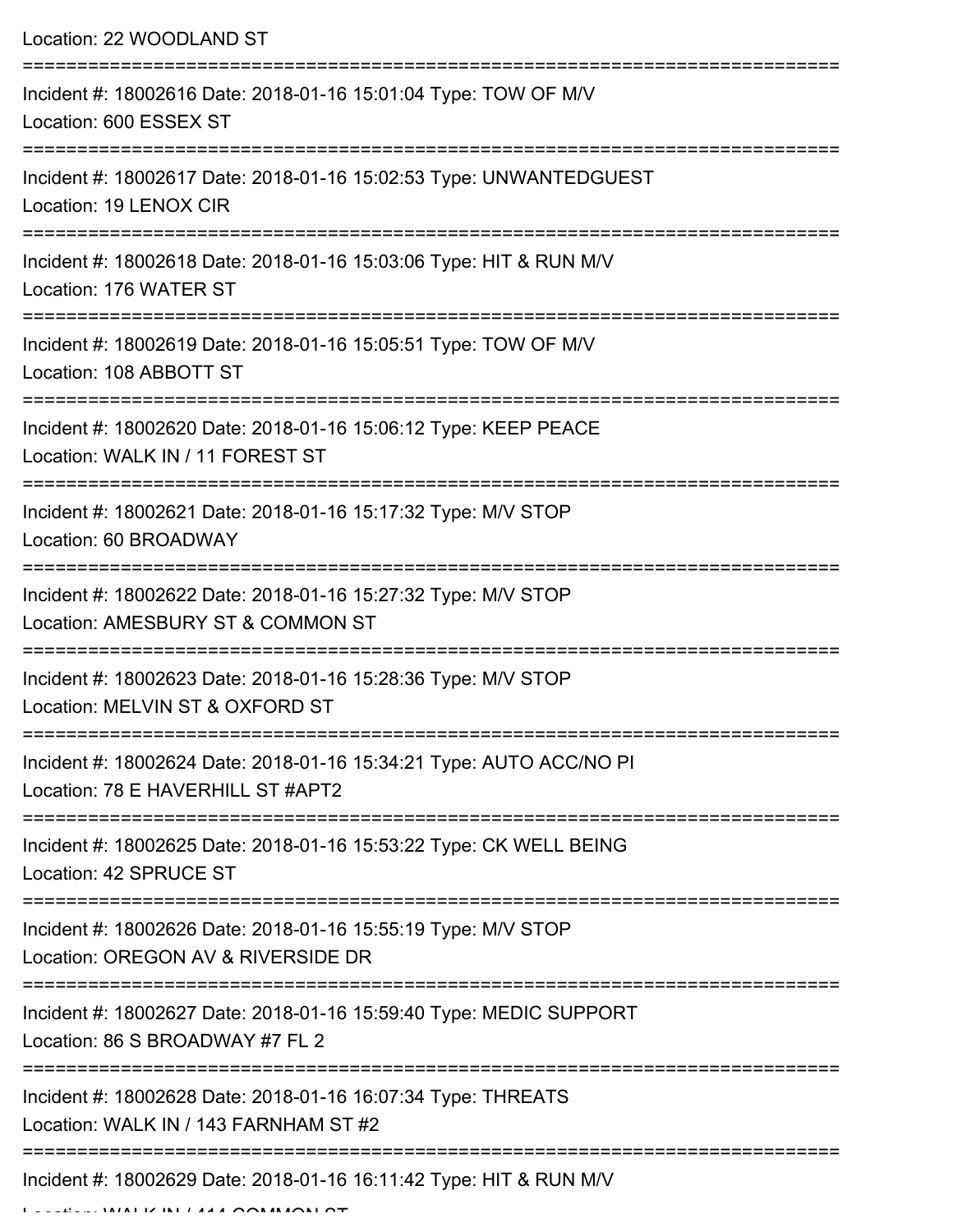Location: 22 WOODLAND ST

===========================================================================

Incident #: 18002616 Date: 2018-01-16 15:01:04 Type: TOW OF M/V
Location: 600 ESSEX ST

===========================================================================

Incident #: 18002617 Date: 2018-01-16 15:02:53 Type: UNWANTEDGUEST
Location: 19 LENOX CIR

===========================================================================

Incident #: 18002618 Date: 2018-01-16 15:03:06 Type: HIT & RUN M/V
Location: 176 WATER ST

===========================================================================

Incident #: 18002619 Date: 2018-01-16 15:05:51 Type: TOW OF M/V
Location: 108 ABBOTT ST

===========================================================================

Incident #: 18002620 Date: 2018-01-16 15:06:12 Type: KEEP PEACE
Location: WALK IN / 11 FOREST ST

===========================================================================

Incident #: 18002621 Date: 2018-01-16 15:17:32 Type: M/V STOP
Location: 60 BROADWAY

===========================================================================

Incident #: 18002622 Date: 2018-01-16 15:27:32 Type: M/V STOP
Location: AMESBURY ST & COMMON ST

===========================================================================

Incident #: 18002623 Date: 2018-01-16 15:28:36 Type: M/V STOP
Location: MELVIN ST & OXFORD ST

===========================================================================

Incident #: 18002624 Date: 2018-01-16 15:34:21 Type: AUTO ACC/NO PI
Location: 78 E HAVERHILL ST #APT2

===========================================================================

Incident #: 18002625 Date: 2018-01-16 15:53:22 Type: CK WELL BEING
Location: 42 SPRUCE ST

===========================================================================

Incident #: 18002626 Date: 2018-01-16 15:55:19 Type: M/V STOP
Location: OREGON AV & RIVERSIDE DR

===========================================================================

Incident #: 18002627 Date: 2018-01-16 15:59:40 Type: MEDIC SUPPORT
Location: 86 S BROADWAY #7 FL 2

===========================================================================

Incident #: 18002628 Date: 2018-01-16 16:07:34 Type: THREATS
Location: WALK IN / 143 FARNHAM ST #2

===========================================================================

Incident #: 18002629 Date: 2018-01-16 16:11:42 Type: HIT & RUN M/V
Location: WALK IN / 414 COMMON ST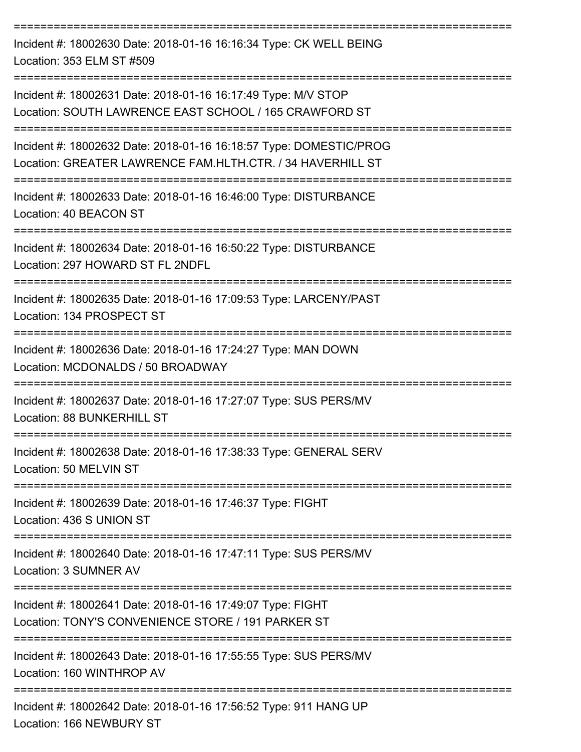===========================================================================

Incident #: 18002630 Date: 2018-01-16 16:16:34 Type: CK WELL BEING
Location: 353 ELM ST #509

===========================================================================

Incident #: 18002631 Date: 2018-01-16 16:17:49 Type: M/V STOP
Location: SOUTH LAWRENCE EAST SCHOOL / 165 CRAWFORD ST

===========================================================================

Incident #: 18002632 Date: 2018-01-16 16:18:57 Type: DOMESTIC/PROG
Location: GREATER LAWRENCE FAM.HLTH.CTR. / 34 HAVERHILL ST

===========================================================================

Incident #: 18002633 Date: 2018-01-16 16:46:00 Type: DISTURBANCE
Location: 40 BEACON ST

===========================================================================

Incident #: 18002634 Date: 2018-01-16 16:50:22 Type: DISTURBANCE
Location: 297 HOWARD ST FL 2NDFL

===========================================================================

Incident #: 18002635 Date: 2018-01-16 17:09:53 Type: LARCENY/PAST
Location: 134 PROSPECT ST

===========================================================================

Incident #: 18002636 Date: 2018-01-16 17:24:27 Type: MAN DOWN
Location: MCDONALDS / 50 BROADWAY

===========================================================================

Incident #: 18002637 Date: 2018-01-16 17:27:07 Type: SUS PERS/MV
Location: 88 BUNKERHILL ST

===========================================================================

Incident #: 18002638 Date: 2018-01-16 17:38:33 Type: GENERAL SERV
Location: 50 MELVIN ST

===========================================================================

Incident #: 18002639 Date: 2018-01-16 17:46:37 Type: FIGHT
Location: 436 S UNION ST

===========================================================================

Incident #: 18002640 Date: 2018-01-16 17:47:11 Type: SUS PERS/MV
Location: 3 SUMNER AV

===========================================================================

Incident #: 18002641 Date: 2018-01-16 17:49:07 Type: FIGHT
Location: TONY'S CONVENIENCE STORE / 191 PARKER ST

===========================================================================

Incident #: 18002643 Date: 2018-01-16 17:55:55 Type: SUS PERS/MV
Location: 160 WINTHROP AV

===========================================================================

Incident #: 18002642 Date: 2018-01-16 17:56:52 Type: 911 HANG UP
Location: 166 NEWBURY ST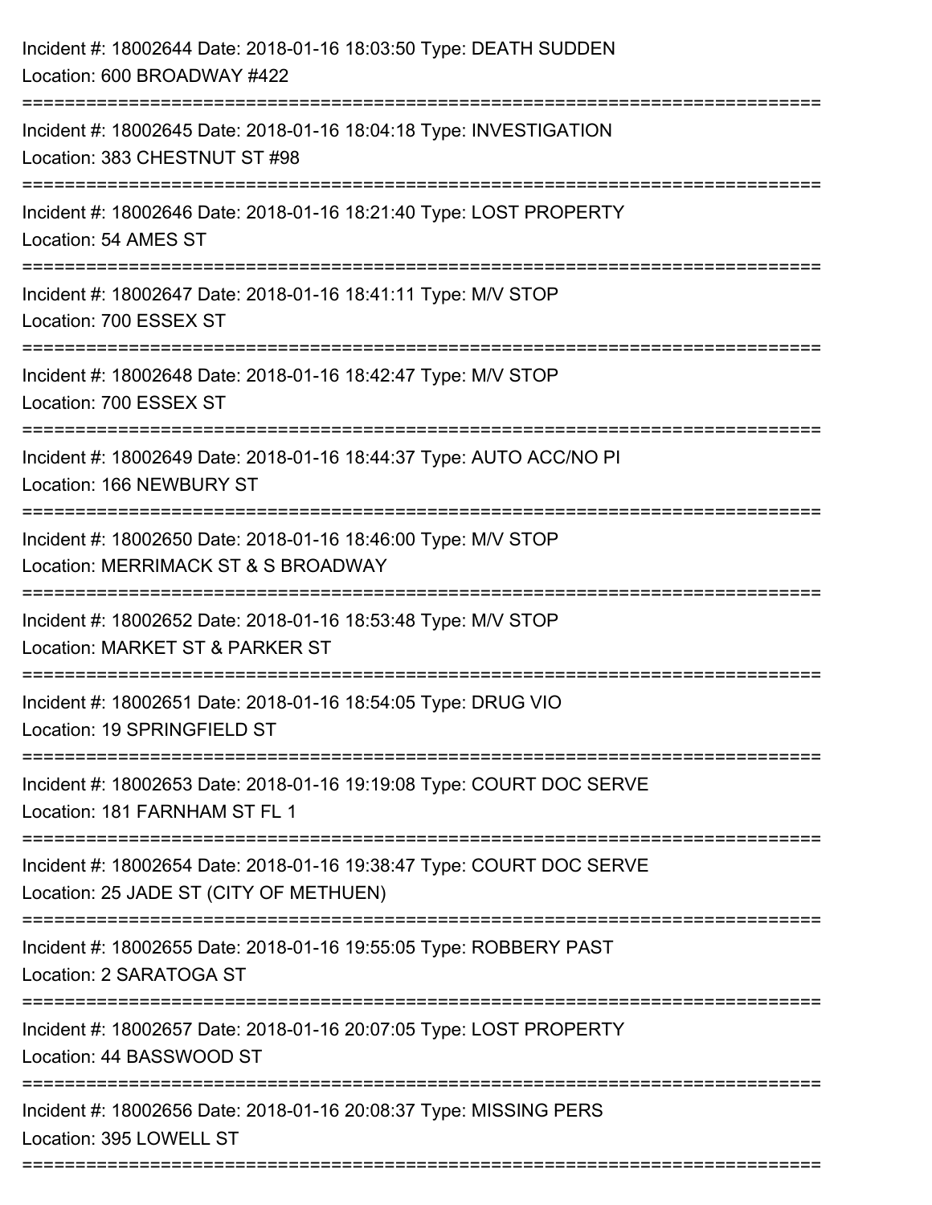Incident #: 18002644 Date: 2018-01-16 18:03:50 Type: DEATH SUDDEN
Location: 600 BROADWAY #422

===========================================================================

Incident #: 18002645 Date: 2018-01-16 18:04:18 Type: INVESTIGATION
Location: 383 CHESTNUT ST #98

===========================================================================

Incident #: 18002646 Date: 2018-01-16 18:21:40 Type: LOST PROPERTY
Location: 54 AMES ST

===========================================================================

Incident #: 18002647 Date: 2018-01-16 18:41:11 Type: M/V STOP
Location: 700 ESSEX ST

===========================================================================

Incident #: 18002648 Date: 2018-01-16 18:42:47 Type: M/V STOP
Location: 700 ESSEX ST

===========================================================================

Incident #: 18002649 Date: 2018-01-16 18:44:37 Type: AUTO ACC/NO PI
Location: 166 NEWBURY ST

===========================================================================

Incident #: 18002650 Date: 2018-01-16 18:46:00 Type: M/V STOP
Location: MERRIMACK ST & S BROADWAY

===========================================================================

Incident #: 18002652 Date: 2018-01-16 18:53:48 Type: M/V STOP
Location: MARKET ST & PARKER ST

===========================================================================

Incident #: 18002651 Date: 2018-01-16 18:54:05 Type: DRUG VIO
Location: 19 SPRINGFIELD ST

===========================================================================

Incident #: 18002653 Date: 2018-01-16 19:19:08 Type: COURT DOC SERVE
Location: 181 FARNHAM ST FL 1

===========================================================================

Incident #: 18002654 Date: 2018-01-16 19:38:47 Type: COURT DOC SERVE
Location: 25 JADE ST (CITY OF METHUEN)

===========================================================================

Incident #: 18002655 Date: 2018-01-16 19:55:05 Type: ROBBERY PAST
Location: 2 SARATOGA ST

===========================================================================

Incident #: 18002657 Date: 2018-01-16 20:07:05 Type: LOST PROPERTY
Location: 44 BASSWOOD ST

===========================================================================

Incident #: 18002656 Date: 2018-01-16 20:08:37 Type: MISSING PERS
Location: 395 LOWELL ST

===========================================================================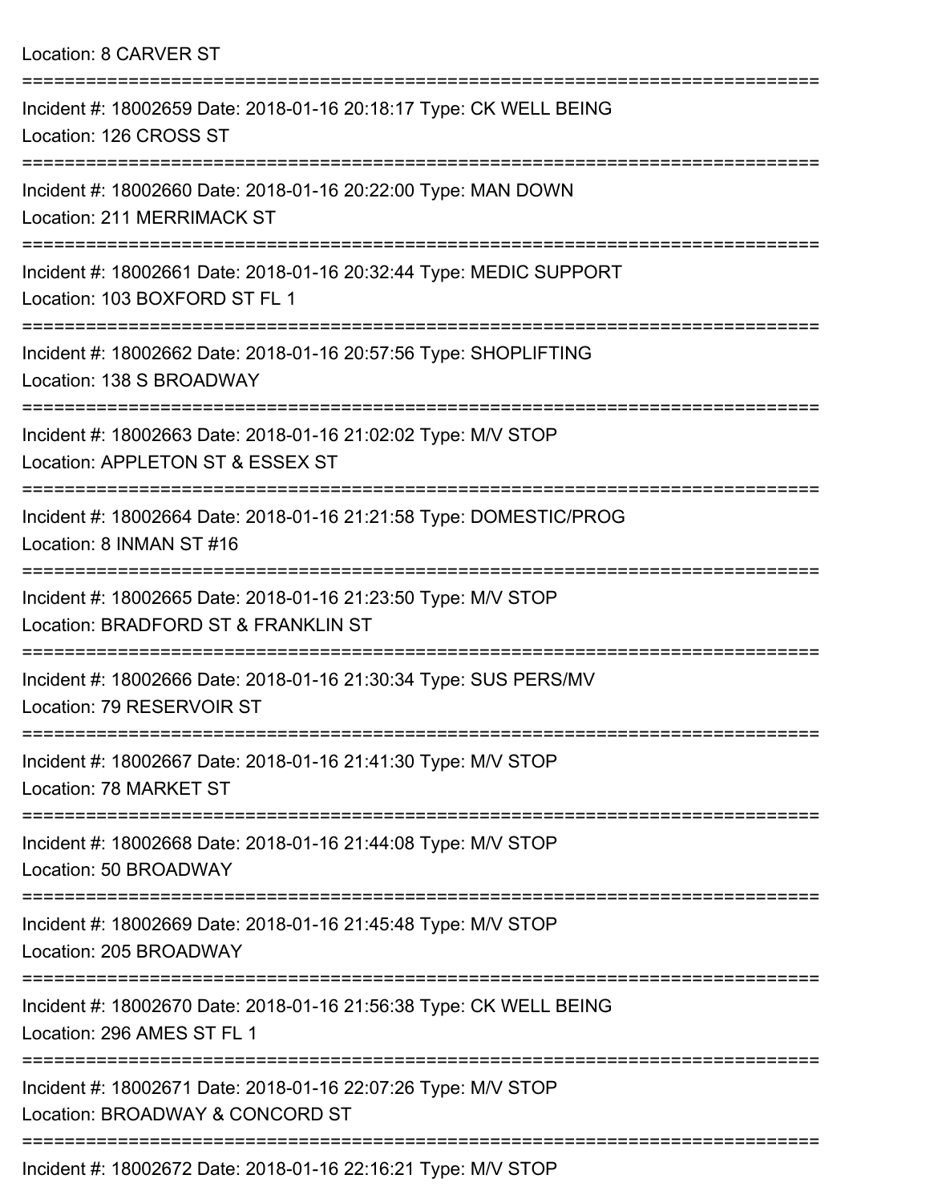Location: 8 CARVER ST

===========================================================================

Incident #: 18002659 Date: 2018-01-16 20:18:17 Type: CK WELL BEING
Location: 126 CROSS ST

===========================================================================

Incident #: 18002660 Date: 2018-01-16 20:22:00 Type: MAN DOWN
Location: 211 MERRIMACK ST

===========================================================================

Incident #: 18002661 Date: 2018-01-16 20:32:44 Type: MEDIC SUPPORT
Location: 103 BOXFORD ST FL 1

===========================================================================

Incident #: 18002662 Date: 2018-01-16 20:57:56 Type: SHOPLIFTING
Location: 138 S BROADWAY

===========================================================================

Incident #: 18002663 Date: 2018-01-16 21:02:02 Type: M/V STOP
Location: APPLETON ST & ESSEX ST

===========================================================================

Incident #: 18002664 Date: 2018-01-16 21:21:58 Type: DOMESTIC/PROG
Location: 8 INMAN ST #16

===========================================================================

Incident #: 18002665 Date: 2018-01-16 21:23:50 Type: M/V STOP
Location: BRADFORD ST & FRANKLIN ST

===========================================================================

Incident #: 18002666 Date: 2018-01-16 21:30:34 Type: SUS PERS/MV
Location: 79 RESERVOIR ST

===========================================================================

Incident #: 18002667 Date: 2018-01-16 21:41:30 Type: M/V STOP
Location: 78 MARKET ST

===========================================================================

Incident #: 18002668 Date: 2018-01-16 21:44:08 Type: M/V STOP
Location: 50 BROADWAY

===========================================================================

Incident #: 18002669 Date: 2018-01-16 21:45:48 Type: M/V STOP
Location: 205 BROADWAY

===========================================================================

Incident #: 18002670 Date: 2018-01-16 21:56:38 Type: CK WELL BEING
Location: 296 AMES ST FL 1

===========================================================================

Incident #: 18002671 Date: 2018-01-16 22:07:26 Type: M/V STOP
Location: BROADWAY & CONCORD ST

===========================================================================

Incident #: 18002672 Date: 2018-01-16 22:16:21 Type: M/V STOP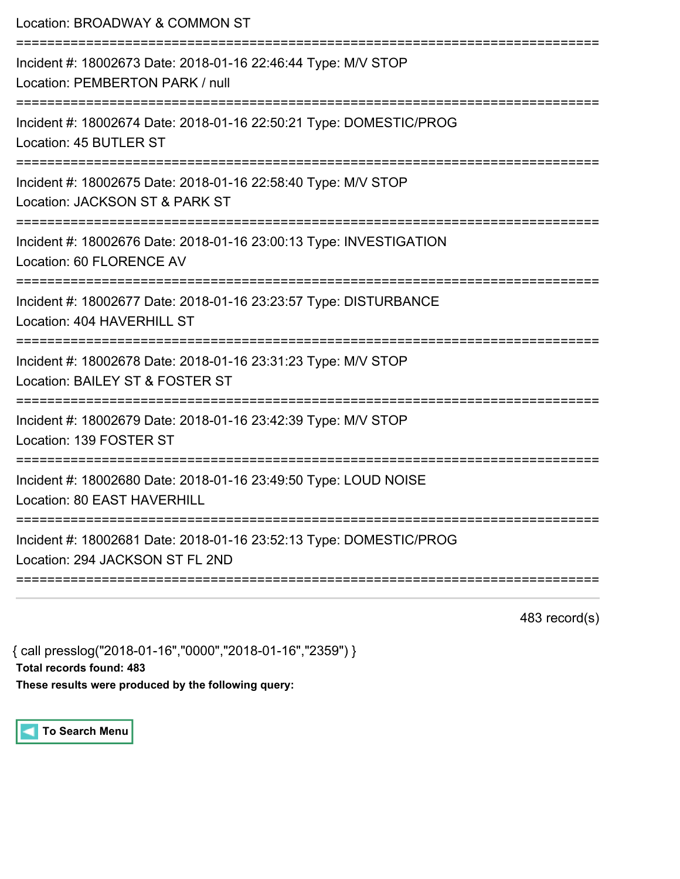Location: BROADWAY & COMMON ST

===========================================================================

Incident #: 18002673 Date: 2018-01-16 22:46:44 Type: M/V STOP

Location: PEMBERTON PARK / null

===========================================================================

Incident #: 18002674 Date: 2018-01-16 22:50:21 Type: DOMESTIC/PROG

Location: 45 BUTLER ST

===========================================================================

Incident #: 18002675 Date: 2018-01-16 22:58:40 Type: M/V STOP

Location: JACKSON ST & PARK ST

===========================================================================

Incident #: 18002676 Date: 2018-01-16 23:00:13 Type: INVESTIGATION

Location: 60 FLORENCE AV

===========================================================================

Incident #: 18002677 Date: 2018-01-16 23:23:57 Type: DISTURBANCE

Location: 404 HAVERHILL ST

===========================================================================

Incident #: 18002678 Date: 2018-01-16 23:31:23 Type: M/V STOP

Location: BAILEY ST & FOSTER ST

===========================================================================

Incident #: 18002679 Date: 2018-01-16 23:42:39 Type: M/V STOP

Location: 139 FOSTER ST

===========================================================================

Incident #: 18002680 Date: 2018-01-16 23:49:50 Type: LOUD NOISE

Location: 80 EAST HAVERHILL

===========================================================================

Incident #: 18002681 Date: 2018-01-16 23:52:13 Type: DOMESTIC/PROG

Location: 294 JACKSON ST FL 2ND

===========================================================================

483 record(s)

{ call presslog("2018-01-16","0000","2018-01-16","2359") }

**Total records found: 483**

**These results were produced by the following query:**

To Search Menu